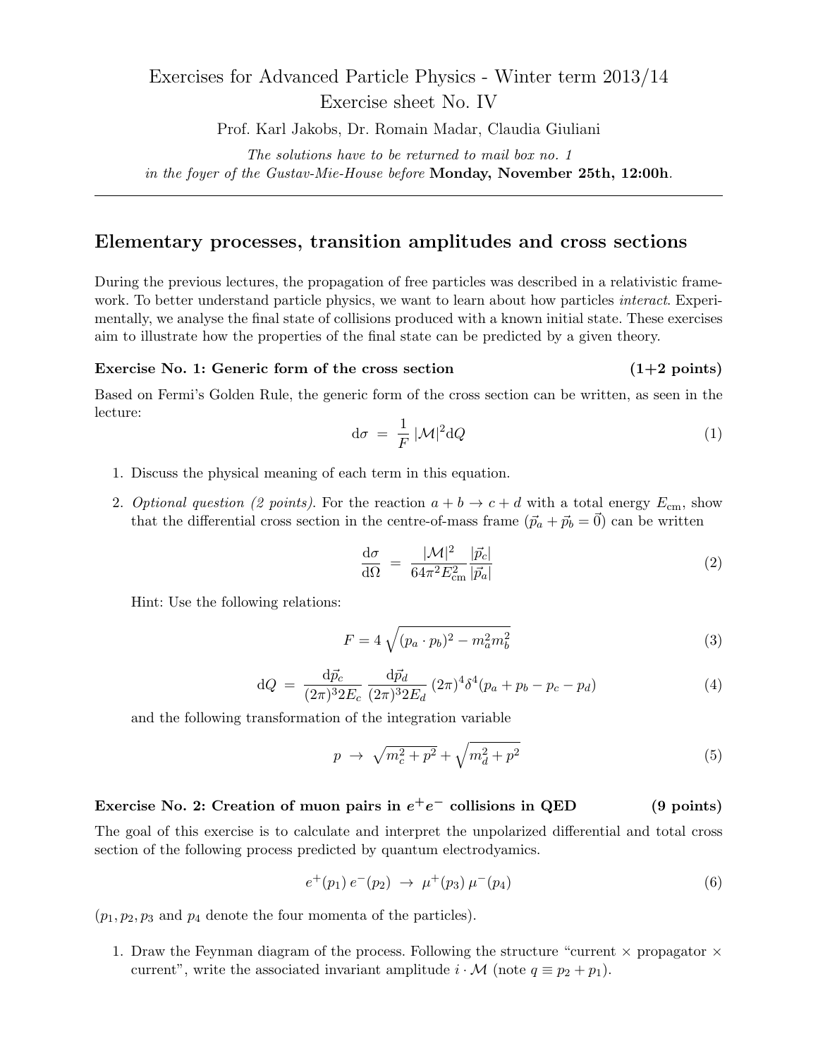# Exercises for Advanced Particle Physics - Winter term 2013/14
## Exercise sheet No. IV

Prof. Karl Jakobs, Dr. Romain Madar, Claudia Giuliani

*The solutions have to be returned to mail box no. 1*
*in the foyer of the Gustav-Mie-House before* **Monday, November 25th, 12:00h**.

---

## Elementary processes, transition amplitudes and cross sections

During the previous lectures, the propagation of free particles was described in a relativistic framework. To better understand particle physics, we want to learn about how particles *interact*. Experimentally, we analyse the final state of collisions produced with a known initial state. These exercises aim to illustrate how the properties of the final state can be predicted by a given theory.

### Exercise No. 1: Generic form of the cross section (1+2 points)

Based on Fermi's Golden Rule, the generic form of the cross section can be written, as seen in the lecture:

$$\mathrm{d}\sigma \;=\; \frac{1}{F}\,|\mathcal{M}|^2 \mathrm{d}Q \tag{1}$$

1. Discuss the physical meaning of each term in this equation.

2. *Optional question (2 points).* For the reaction $a + b \to c + d$ with a total energy $E_{\mathrm{cm}}$, show that the differential cross section in the centre-of-mass frame ($\vec{p}_a + \vec{p}_b = \vec{0}$) can be written

$$\frac{\mathrm{d}\sigma}{\mathrm{d}\Omega} \;=\; \frac{|\mathcal{M}|^2}{64\pi^2 E_{\mathrm{cm}}^2}\frac{|\vec{p}_c|}{|\vec{p}_a|} \tag{2}$$

Hint: Use the following relations:

$$F = 4\sqrt{(p_a \cdot p_b)^2 - m_a^2 m_b^2} \tag{3}$$

$$\mathrm{d}Q \;=\; \frac{\mathrm{d}\vec{p}_c}{(2\pi)^3 2E_c}\,\frac{\mathrm{d}\vec{p}_d}{(2\pi)^3 2E_d}\,(2\pi)^4 \delta^4(p_a + p_b - p_c - p_d) \tag{4}$$

and the following transformation of the integration variable

$$p \;\to\; \sqrt{m_c^2 + p^2} + \sqrt{m_d^2 + p^2} \tag{5}$$

### Exercise No. 2: Creation of muon pairs in $e^+e^-$ collisions in QED (9 points)

The goal of this exercise is to calculate and interpret the unpolarized differential and total cross section of the following process predicted by quantum electrodyamics.

$$e^+(p_1)\, e^-(p_2) \;\to\; \mu^+(p_3)\, \mu^-(p_4) \tag{6}$$

($p_1, p_2, p_3$ and $p_4$ denote the four momenta of the particles).

1. Draw the Feynman diagram of the process. Following the structure "current × propagator × current", write the associated invariant amplitude $i \cdot \mathcal{M}$ (note $q \equiv p_2 + p_1$).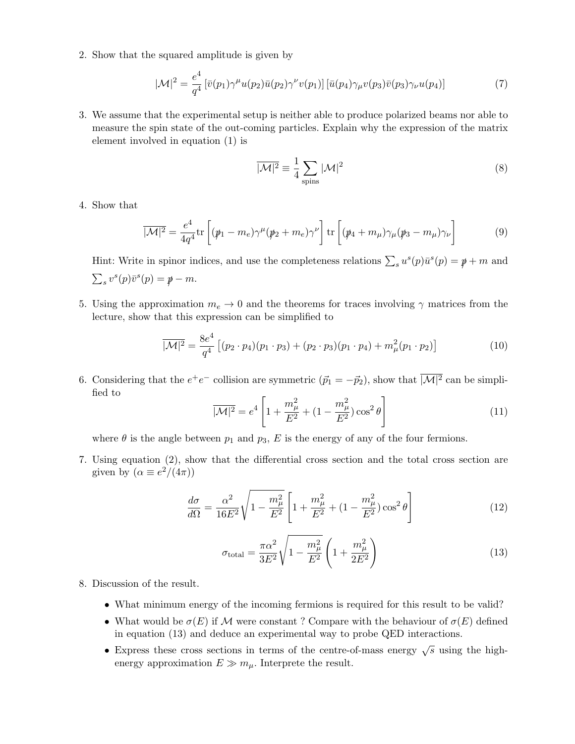2. Show that the squared amplitude is given by

$$|\mathcal{M}|^2 = \frac{e^4}{q^4}\left[\bar{v}(p_1)\gamma^\mu u(p_2)\bar{u}(p_2)\gamma^\nu v(p_1)\right]\left[\bar{u}(p_4)\gamma_\mu v(p_3)\bar{v}(p_3)\gamma_\nu u(p_4)\right] \tag{7}$$

3. We assume that the experimental setup is neither able to produce polarized beams nor able to measure the spin state of the out-coming particles. Explain why the expression of the matrix element involved in equation (1) is

$$\overline{|\mathcal{M}|^2} \equiv \frac{1}{4}\sum_{\text{spins}} |\mathcal{M}|^2 \tag{8}$$

4. Show that

$$\overline{|\mathcal{M}|^2} = \frac{e^4}{4q^4}\text{tr}\left[(\not{p}_1 - m_e)\gamma^\mu(\not{p}_2 + m_e)\gamma^\nu\right]\text{tr}\left[(\not{p}_4 + m_\mu)\gamma_\mu(\not{p}_3 - m_\mu)\gamma_\nu\right] \tag{9}$$

   Hint: Write in spinor indices, and use the completeness relations $\sum_s u^s(p)\bar{u}^s(p) = \not{p} + m$ and $\sum_s v^s(p)\bar{v}^s(p) = \not{p} - m$.

5. Using the approximation $m_e \to 0$ and the theorems for traces involving $\gamma$ matrices from the lecture, show that this expression can be simplified to

$$\overline{|\mathcal{M}|^2} = \frac{8e^4}{q^4}\left[(p_2 \cdot p_4)(p_1 \cdot p_3) + (p_2 \cdot p_3)(p_1 \cdot p_4) + m_\mu^2(p_1 \cdot p_2)\right] \tag{10}$$

6. Considering that the $e^+e^-$ collision are symmetric ($\vec{p}_1 = -\vec{p}_2$), show that $\overline{|\mathcal{M}|^2}$ can be simplified to

$$\overline{|\mathcal{M}|^2} = e^4\left[1 + \frac{m_\mu^2}{E^2} + (1 - \frac{m_\mu^2}{E^2})\cos^2\theta\right] \tag{11}$$

   where $\theta$ is the angle between $p_1$ and $p_3$, $E$ is the energy of any of the four fermions.

7. Using equation (2), show that the differential cross section and the total cross section are given by ($\alpha \equiv e^2/(4\pi)$)

$$\frac{d\sigma}{d\Omega} = \frac{\alpha^2}{16E^2}\sqrt{1 - \frac{m_\mu^2}{E^2}}\left[1 + \frac{m_\mu^2}{E^2} + (1 - \frac{m_\mu^2}{E^2})\cos^2\theta\right] \tag{12}$$

$$\sigma_{\text{total}} = \frac{\pi\alpha^2}{3E^2}\sqrt{1 - \frac{m_\mu^2}{E^2}}\left(1 + \frac{m_\mu^2}{2E^2}\right) \tag{13}$$

8. Discussion of the result.
   - What minimum energy of the incoming fermions is required for this result to be valid?
   - What would be $\sigma(E)$ if $\mathcal{M}$ were constant ? Compare with the behaviour of $\sigma(E)$ defined in equation (13) and deduce an experimental way to probe QED interactions.
   - Express these cross sections in terms of the centre-of-mass energy $\sqrt{s}$ using the high-energy approximation $E \gg m_\mu$. Interprete the result.